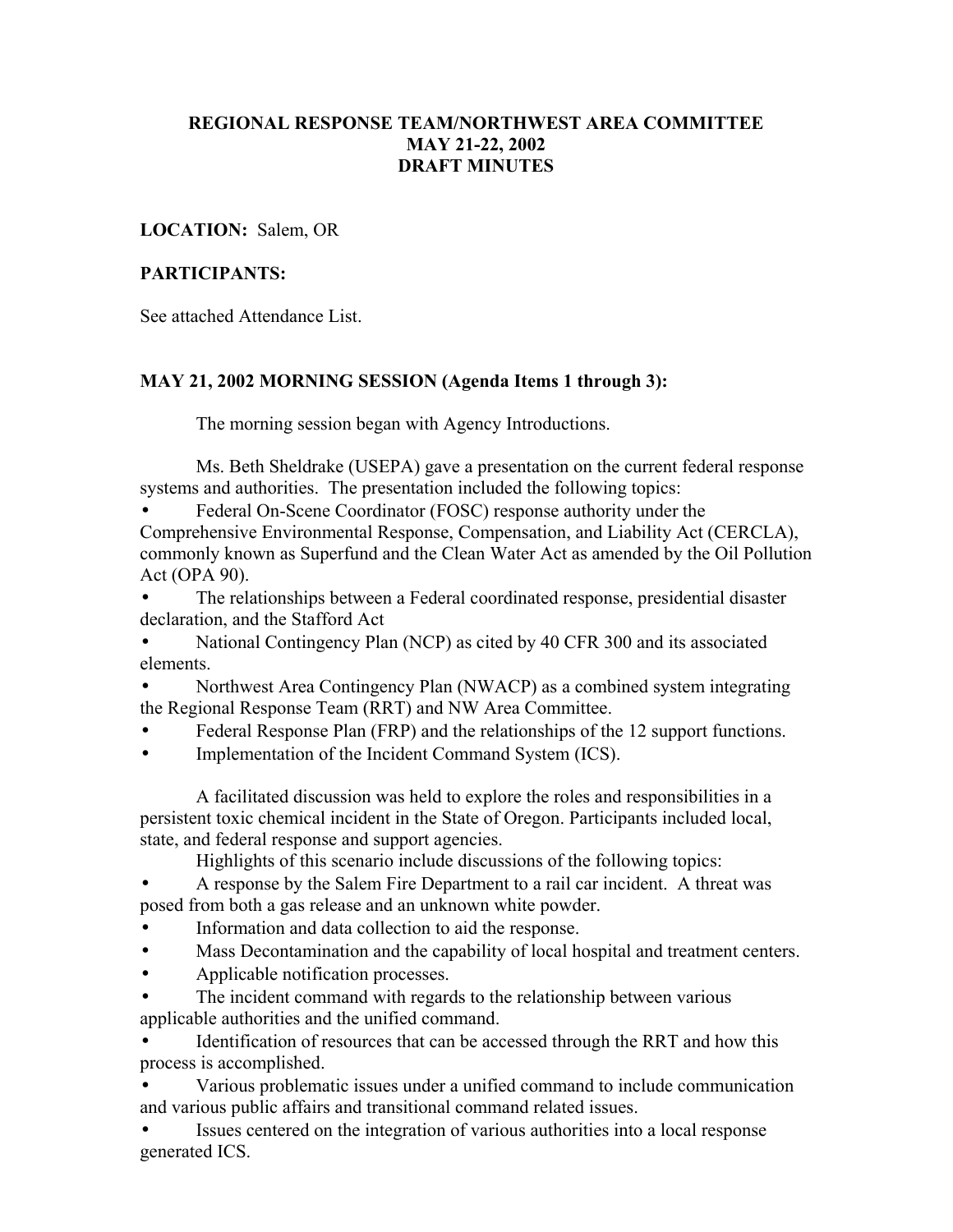# REGIONAL RESPONSE TEAM/NORTHWEST AREA COMMITTEE
# MAY 21-22, 2002
# DRAFT MINUTES

**LOCATION:** Salem, OR

**PARTICIPANTS:**

See attached Attendance List.

**MAY 21, 2002 MORNING SESSION (Agenda Items 1 through 3):**

The morning session began with Agency Introductions.

Ms. Beth Sheldrake (USEPA) gave a presentation on the current federal response systems and authorities. The presentation included the following topics:

- Federal On-Scene Coordinator (FOSC) response authority under the Comprehensive Environmental Response, Compensation, and Liability Act (CERCLA), commonly known as Superfund and the Clean Water Act as amended by the Oil Pollution Act (OPA 90).
- The relationships between a Federal coordinated response, presidential disaster declaration, and the Stafford Act
- National Contingency Plan (NCP) as cited by 40 CFR 300 and its associated elements.
- Northwest Area Contingency Plan (NWACP) as a combined system integrating the Regional Response Team (RRT) and NW Area Committee.
- Federal Response Plan (FRP) and the relationships of the 12 support functions.
- Implementation of the Incident Command System (ICS).

A facilitated discussion was held to explore the roles and responsibilities in a persistent toxic chemical incident in the State of Oregon. Participants included local, state, and federal response and support agencies.

Highlights of this scenario include discussions of the following topics:

- A response by the Salem Fire Department to a rail car incident. A threat was posed from both a gas release and an unknown white powder.
- Information and data collection to aid the response.
- Mass Decontamination and the capability of local hospital and treatment centers.
- Applicable notification processes.
- The incident command with regards to the relationship between various applicable authorities and the unified command.
- Identification of resources that can be accessed through the RRT and how this process is accomplished.
- Various problematic issues under a unified command to include communication and various public affairs and transitional command related issues.
- Issues centered on the integration of various authorities into a local response generated ICS.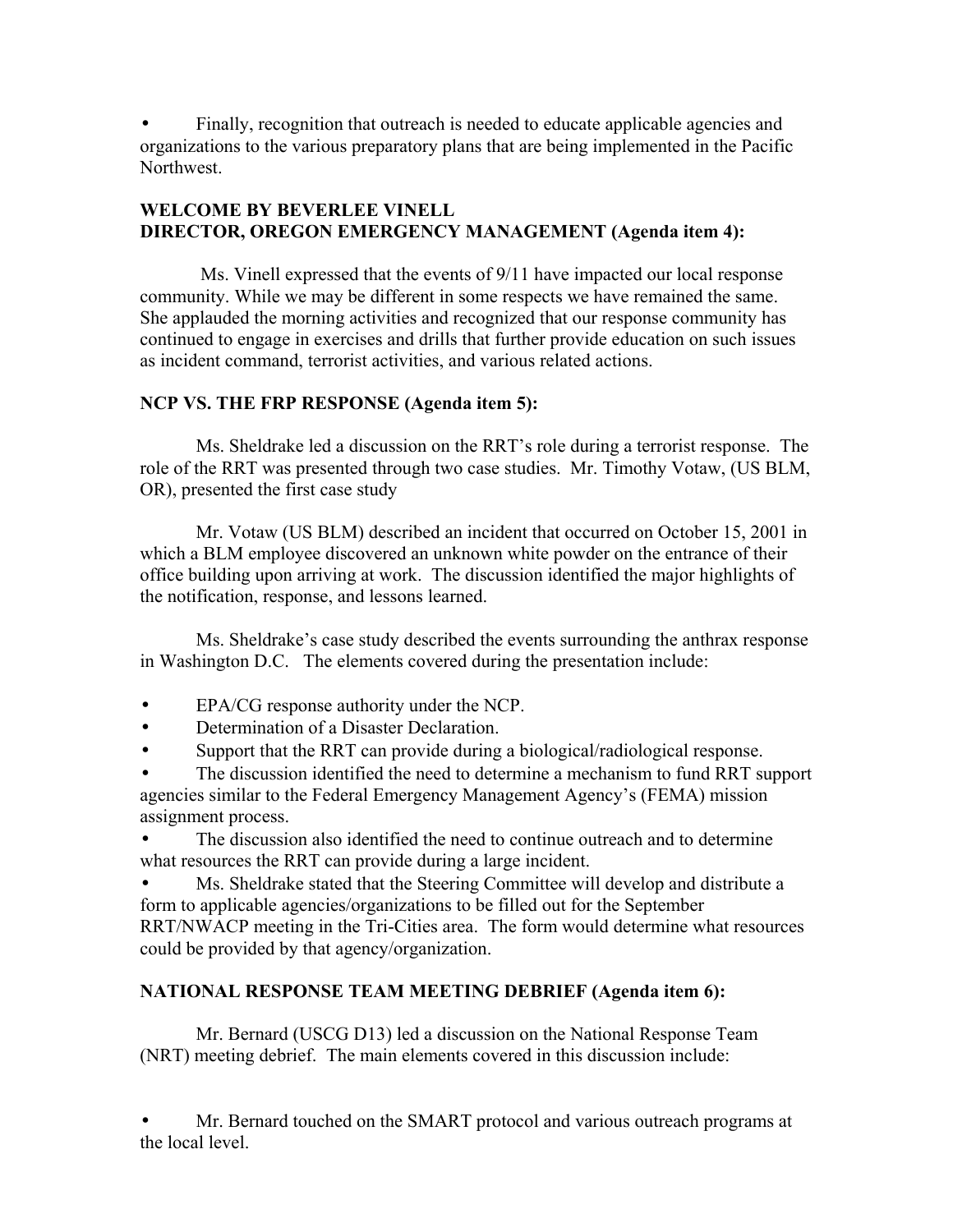- Finally, recognition that outreach is needed to educate applicable agencies and organizations to the various preparatory plans that are being implemented in the Pacific Northwest.

**WELCOME BY BEVERLEE VINELL**
**DIRECTOR, OREGON EMERGENCY MANAGEMENT (Agenda item 4):**

Ms. Vinell expressed that the events of 9/11 have impacted our local response community. While we may be different in some respects we have remained the same. She applauded the morning activities and recognized that our response community has continued to engage in exercises and drills that further provide education on such issues as incident command, terrorist activities, and various related actions.

**NCP VS. THE FRP RESPONSE (Agenda item 5):**

Ms. Sheldrake led a discussion on the RRT's role during a terrorist response. The role of the RRT was presented through two case studies. Mr. Timothy Votaw, (US BLM, OR), presented the first case study

Mr. Votaw (US BLM) described an incident that occurred on October 15, 2001 in which a BLM employee discovered an unknown white powder on the entrance of their office building upon arriving at work. The discussion identified the major highlights of the notification, response, and lessons learned.

Ms. Sheldrake's case study described the events surrounding the anthrax response in Washington D.C. The elements covered during the presentation include:

- EPA/CG response authority under the NCP.
- Determination of a Disaster Declaration.
- Support that the RRT can provide during a biological/radiological response.
- The discussion identified the need to determine a mechanism to fund RRT support agencies similar to the Federal Emergency Management Agency's (FEMA) mission assignment process.
- The discussion also identified the need to continue outreach and to determine what resources the RRT can provide during a large incident.
- Ms. Sheldrake stated that the Steering Committee will develop and distribute a form to applicable agencies/organizations to be filled out for the September RRT/NWACP meeting in the Tri-Cities area. The form would determine what resources could be provided by that agency/organization.

**NATIONAL RESPONSE TEAM MEETING DEBRIEF (Agenda item 6):**

Mr. Bernard (USCG D13) led a discussion on the National Response Team (NRT) meeting debrief. The main elements covered in this discussion include:

- Mr. Bernard touched on the SMART protocol and various outreach programs at the local level.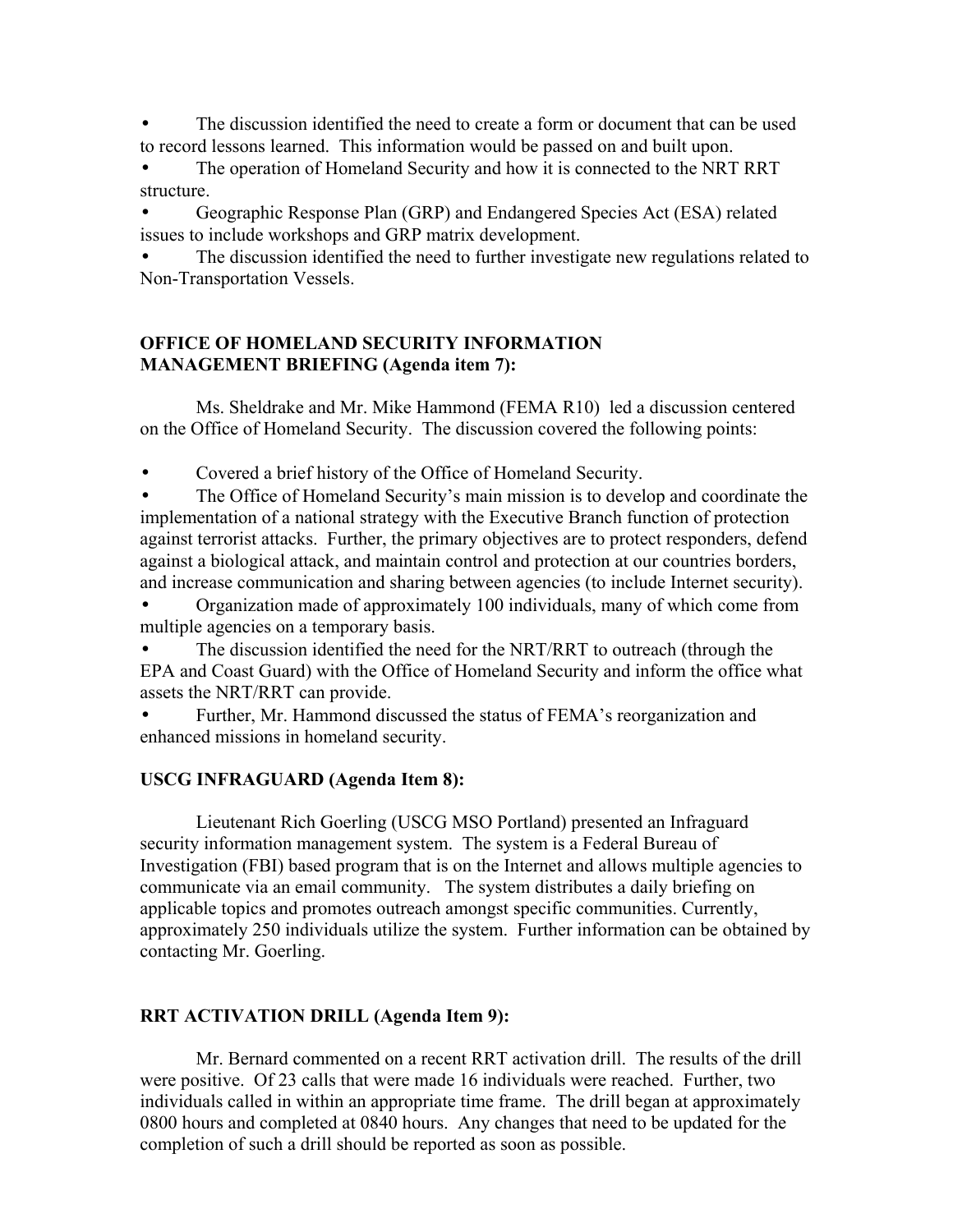- The discussion identified the need to create a form or document that can be used to record lessons learned. This information would be passed on and built upon.
- The operation of Homeland Security and how it is connected to the NRT RRT structure.
- Geographic Response Plan (GRP) and Endangered Species Act (ESA) related issues to include workshops and GRP matrix development.
- The discussion identified the need to further investigate new regulations related to Non-Transportation Vessels.

**OFFICE OF HOMELAND SECURITY INFORMATION MANAGEMENT BRIEFING (Agenda item 7):**

Ms. Sheldrake and Mr. Mike Hammond (FEMA R10) led a discussion centered on the Office of Homeland Security. The discussion covered the following points:

- Covered a brief history of the Office of Homeland Security.
- The Office of Homeland Security's main mission is to develop and coordinate the implementation of a national strategy with the Executive Branch function of protection against terrorist attacks. Further, the primary objectives are to protect responders, defend against a biological attack, and maintain control and protection at our countries borders, and increase communication and sharing between agencies (to include Internet security).
- Organization made of approximately 100 individuals, many of which come from multiple agencies on a temporary basis.
- The discussion identified the need for the NRT/RRT to outreach (through the EPA and Coast Guard) with the Office of Homeland Security and inform the office what assets the NRT/RRT can provide.
- Further, Mr. Hammond discussed the status of FEMA's reorganization and enhanced missions in homeland security.

**USCG INFRAGUARD (Agenda Item 8):**

Lieutenant Rich Goerling (USCG MSO Portland) presented an Infraguard security information management system. The system is a Federal Bureau of Investigation (FBI) based program that is on the Internet and allows multiple agencies to communicate via an email community. The system distributes a daily briefing on applicable topics and promotes outreach amongst specific communities. Currently, approximately 250 individuals utilize the system. Further information can be obtained by contacting Mr. Goerling.

**RRT ACTIVATION DRILL (Agenda Item 9):**

Mr. Bernard commented on a recent RRT activation drill. The results of the drill were positive. Of 23 calls that were made 16 individuals were reached. Further, two individuals called in within an appropriate time frame. The drill began at approximately 0800 hours and completed at 0840 hours. Any changes that need to be updated for the completion of such a drill should be reported as soon as possible.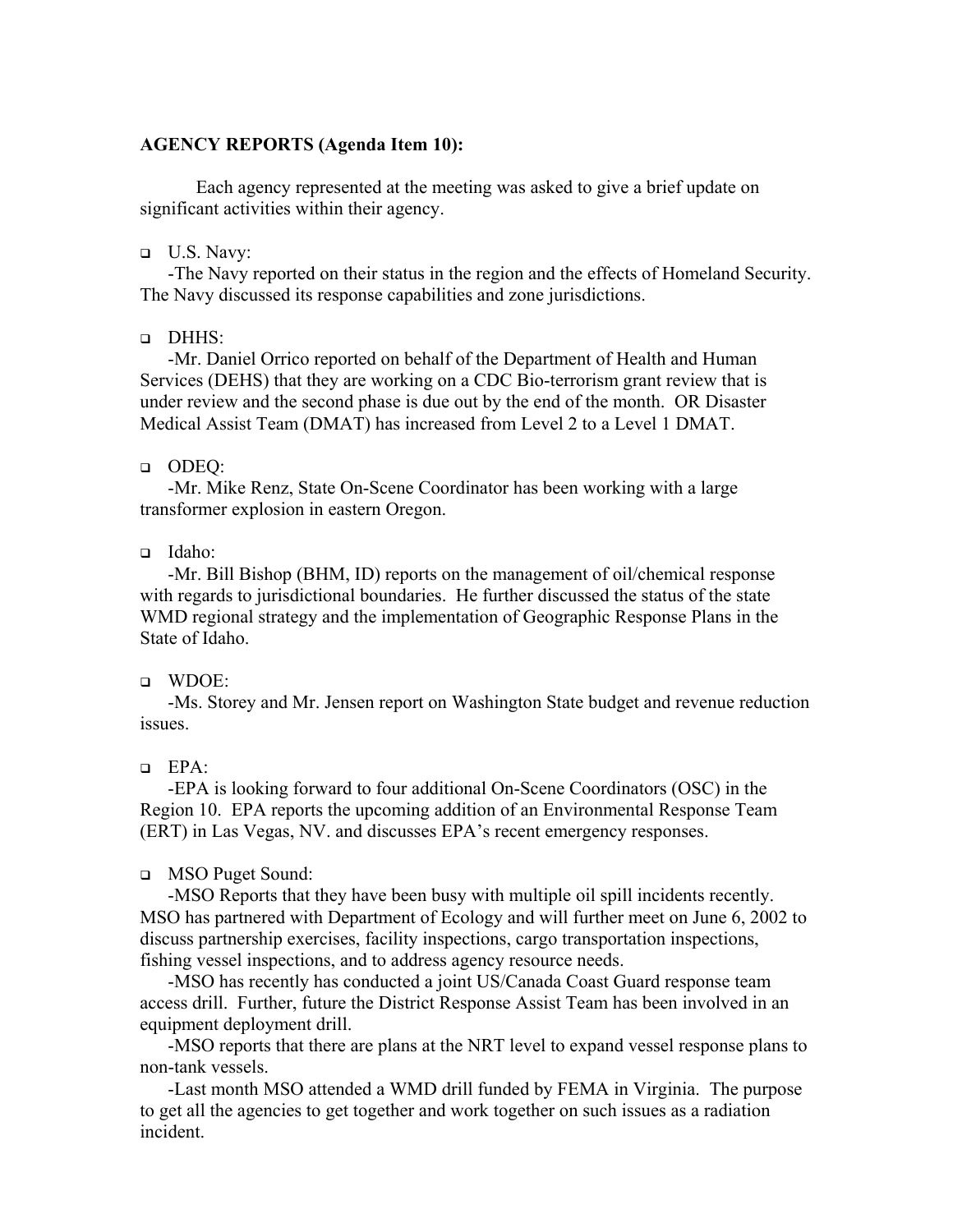**AGENCY REPORTS (Agenda Item 10):**

Each agency represented at the meeting was asked to give a brief update on significant activities within their agency.

- U.S. Navy:

  -The Navy reported on their status in the region and the effects of Homeland Security. The Navy discussed its response capabilities and zone jurisdictions.

- DHHS:

  -Mr. Daniel Orrico reported on behalf of the Department of Health and Human Services (DEHS) that they are working on a CDC Bio-terrorism grant review that is under review and the second phase is due out by the end of the month. OR Disaster Medical Assist Team (DMAT) has increased from Level 2 to a Level 1 DMAT.

- ODEQ:

  -Mr. Mike Renz, State On-Scene Coordinator has been working with a large transformer explosion in eastern Oregon.

- Idaho:

  -Mr. Bill Bishop (BHM, ID) reports on the management of oil/chemical response with regards to jurisdictional boundaries. He further discussed the status of the state WMD regional strategy and the implementation of Geographic Response Plans in the State of Idaho.

- WDOE:

  -Ms. Storey and Mr. Jensen report on Washington State budget and revenue reduction issues.

- EPA:

  -EPA is looking forward to four additional On-Scene Coordinators (OSC) in the Region 10. EPA reports the upcoming addition of an Environmental Response Team (ERT) in Las Vegas, NV. and discusses EPA's recent emergency responses.

- MSO Puget Sound:

  -MSO Reports that they have been busy with multiple oil spill incidents recently. MSO has partnered with Department of Ecology and will further meet on June 6, 2002 to discuss partnership exercises, facility inspections, cargo transportation inspections, fishing vessel inspections, and to address agency resource needs.

  -MSO has recently has conducted a joint US/Canada Coast Guard response team access drill. Further, future the District Response Assist Team has been involved in an equipment deployment drill.

  -MSO reports that there are plans at the NRT level to expand vessel response plans to non-tank vessels.

  -Last month MSO attended a WMD drill funded by FEMA in Virginia. The purpose to get all the agencies to get together and work together on such issues as a radiation incident.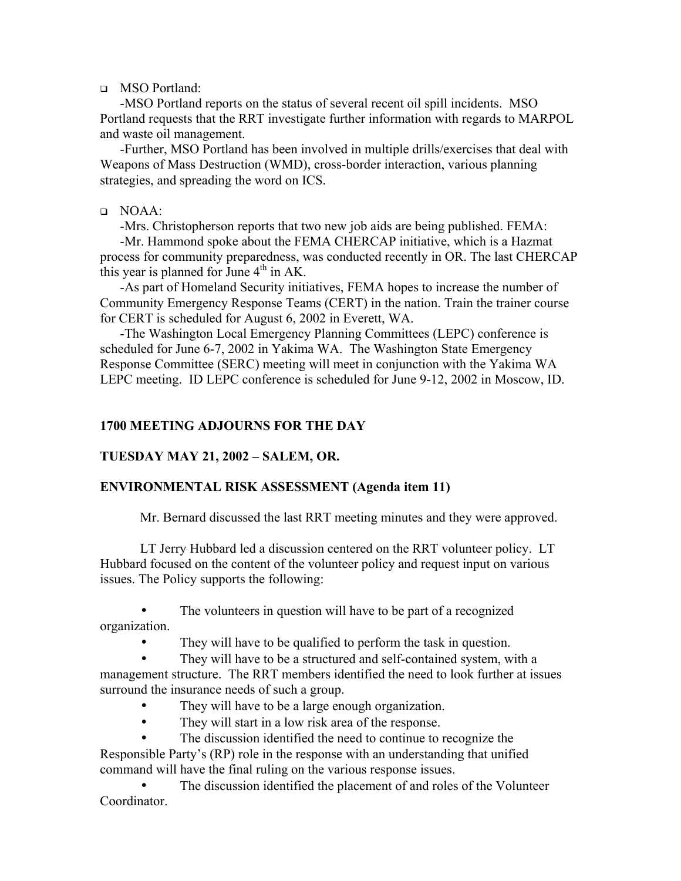- MSO Portland:

  -MSO Portland reports on the status of several recent oil spill incidents. MSO Portland requests that the RRT investigate further information with regards to MARPOL and waste oil management.

  -Further, MSO Portland has been involved in multiple drills/exercises that deal with Weapons of Mass Destruction (WMD), cross-border interaction, various planning strategies, and spreading the word on ICS.

- NOAA:

  -Mrs. Christopherson reports that two new job aids are being published. FEMA:

  -Mr. Hammond spoke about the FEMA CHERCAP initiative, which is a Hazmat process for community preparedness, was conducted recently in OR. The last CHERCAP this year is planned for June 4th in AK.

  -As part of Homeland Security initiatives, FEMA hopes to increase the number of Community Emergency Response Teams (CERT) in the nation. Train the trainer course for CERT is scheduled for August 6, 2002 in Everett, WA.

  -The Washington Local Emergency Planning Committees (LEPC) conference is scheduled for June 6-7, 2002 in Yakima WA. The Washington State Emergency Response Committee (SERC) meeting will meet in conjunction with the Yakima WA LEPC meeting. ID LEPC conference is scheduled for June 9-12, 2002 in Moscow, ID.

**1700 MEETING ADJOURNS FOR THE DAY**

**TUESDAY MAY 21, 2002 – SALEM, OR.**

**ENVIRONMENTAL RISK ASSESSMENT (Agenda item 11)**

Mr. Bernard discussed the last RRT meeting minutes and they were approved.

LT Jerry Hubbard led a discussion centered on the RRT volunteer policy. LT Hubbard focused on the content of the volunteer policy and request input on various issues. The Policy supports the following:

- The volunteers in question will have to be part of a recognized organization.
- They will have to be qualified to perform the task in question.
- They will have to be a structured and self-contained system, with a management structure. The RRT members identified the need to look further at issues surround the insurance needs of such a group.
- They will have to be a large enough organization.
- They will start in a low risk area of the response.
- The discussion identified the need to continue to recognize the Responsible Party's (RP) role in the response with an understanding that unified command will have the final ruling on the various response issues.
- The discussion identified the placement of and roles of the Volunteer Coordinator.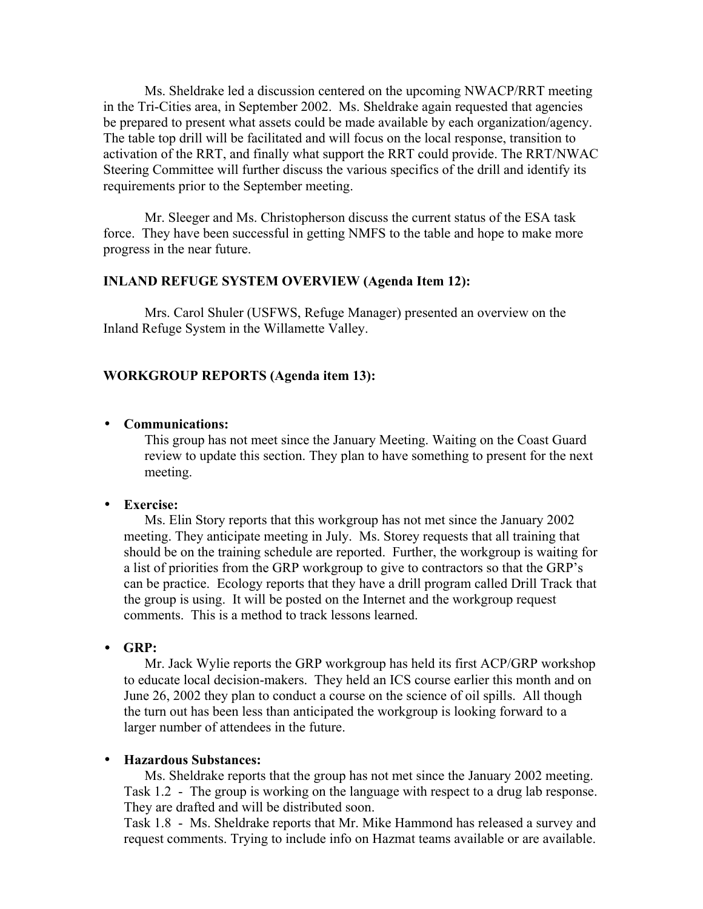Ms. Sheldrake led a discussion centered on the upcoming NWACP/RRT meeting in the Tri-Cities area, in September 2002. Ms. Sheldrake again requested that agencies be prepared to present what assets could be made available by each organization/agency. The table top drill will be facilitated and will focus on the local response, transition to activation of the RRT, and finally what support the RRT could provide. The RRT/NWAC Steering Committee will further discuss the various specifics of the drill and identify its requirements prior to the September meeting.

Mr. Sleeger and Ms. Christopherson discuss the current status of the ESA task force. They have been successful in getting NMFS to the table and hope to make more progress in the near future.

**INLAND REFUGE SYSTEM OVERVIEW (Agenda Item 12):**

Mrs. Carol Shuler (USFWS, Refuge Manager) presented an overview on the Inland Refuge System in the Willamette Valley.

**WORKGROUP REPORTS (Agenda item 13):**

- **Communications:**
  This group has not meet since the January Meeting. Waiting on the Coast Guard review to update this section. They plan to have something to present for the next meeting.

- **Exercise:**
  Ms. Elin Story reports that this workgroup has not met since the January 2002 meeting. They anticipate meeting in July. Ms. Storey requests that all training that should be on the training schedule are reported. Further, the workgroup is waiting for a list of priorities from the GRP workgroup to give to contractors so that the GRP's can be practice. Ecology reports that they have a drill program called Drill Track that the group is using. It will be posted on the Internet and the workgroup request comments. This is a method to track lessons learned.

- **GRP:**
  Mr. Jack Wylie reports the GRP workgroup has held its first ACP/GRP workshop to educate local decision-makers. They held an ICS course earlier this month and on June 26, 2002 they plan to conduct a course on the science of oil spills. All though the turn out has been less than anticipated the workgroup is looking forward to a larger number of attendees in the future.

- **Hazardous Substances:**
  Ms. Sheldrake reports that the group has not met since the January 2002 meeting.
  Task 1.2 - The group is working on the language with respect to a drug lab response. They are drafted and will be distributed soon.
  Task 1.8 - Ms. Sheldrake reports that Mr. Mike Hammond has released a survey and request comments. Trying to include info on Hazmat teams available or are available.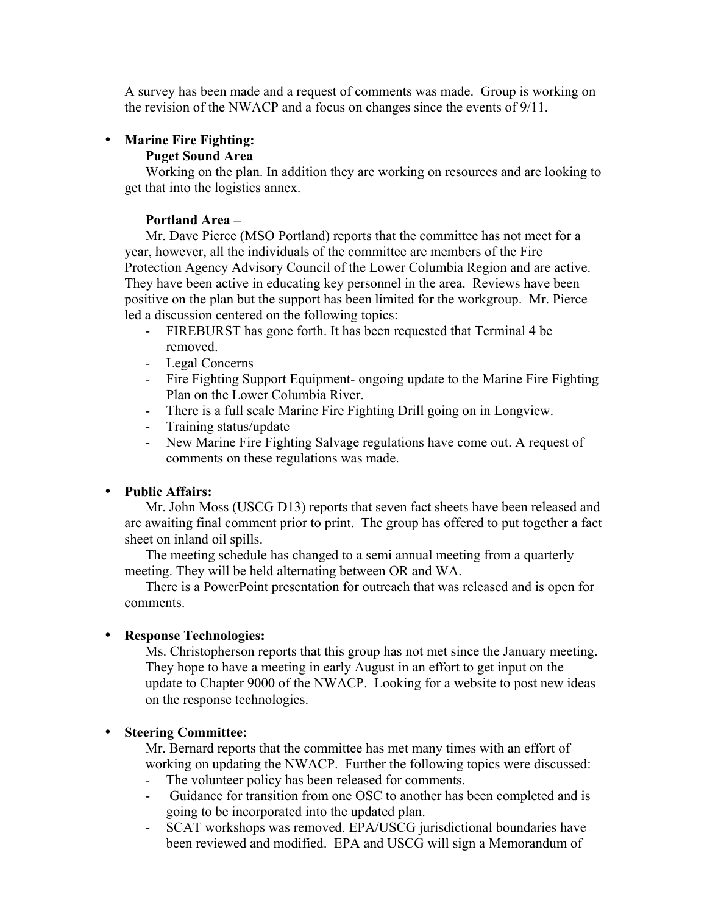A survey has been made and a request of comments was made. Group is working on the revision of the NWACP and a focus on changes since the events of 9/11.

- **Marine Fire Fighting:**

  **Puget Sound Area** –

  Working on the plan. In addition they are working on resources and are looking to get that into the logistics annex.

  **Portland Area –**

  Mr. Dave Pierce (MSO Portland) reports that the committee has not meet for a year, however, all the individuals of the committee are members of the Fire Protection Agency Advisory Council of the Lower Columbia Region and are active. They have been active in educating key personnel in the area. Reviews have been positive on the plan but the support has been limited for the workgroup. Mr. Pierce led a discussion centered on the following topics:

  - FIREBURST has gone forth. It has been requested that Terminal 4 be removed.
  - Legal Concerns
  - Fire Fighting Support Equipment- ongoing update to the Marine Fire Fighting Plan on the Lower Columbia River.
  - There is a full scale Marine Fire Fighting Drill going on in Longview.
  - Training status/update
  - New Marine Fire Fighting Salvage regulations have come out. A request of comments on these regulations was made.

- **Public Affairs:**

  Mr. John Moss (USCG D13) reports that seven fact sheets have been released and are awaiting final comment prior to print. The group has offered to put together a fact sheet on inland oil spills.

  The meeting schedule has changed to a semi annual meeting from a quarterly meeting. They will be held alternating between OR and WA.

  There is a PowerPoint presentation for outreach that was released and is open for comments.

- **Response Technologies:**

  Ms. Christopherson reports that this group has not met since the January meeting. They hope to have a meeting in early August in an effort to get input on the update to Chapter 9000 of the NWACP. Looking for a website to post new ideas on the response technologies.

- **Steering Committee:**

  Mr. Bernard reports that the committee has met many times with an effort of working on updating the NWACP. Further the following topics were discussed:

  - The volunteer policy has been released for comments.
  - Guidance for transition from one OSC to another has been completed and is going to be incorporated into the updated plan.
  - SCAT workshops was removed. EPA/USCG jurisdictional boundaries have been reviewed and modified. EPA and USCG will sign a Memorandum of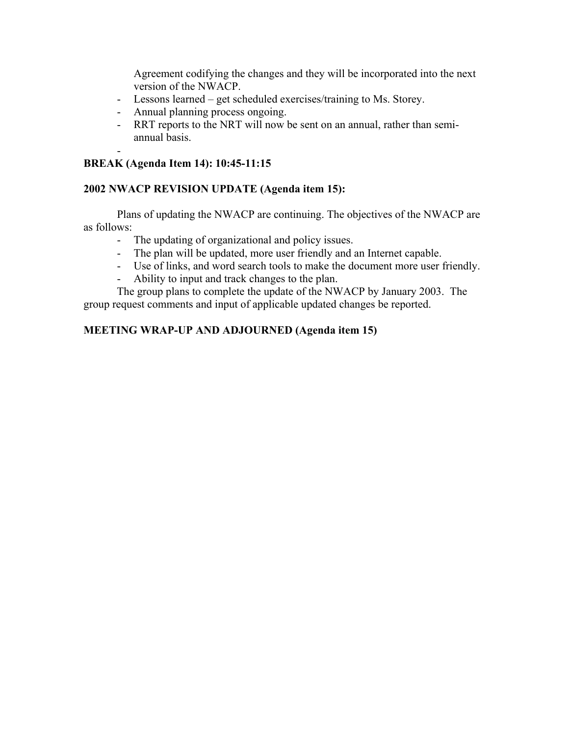Agreement codifying the changes and they will be incorporated into the next version of the NWACP.

- Lessons learned – get scheduled exercises/training to Ms. Storey.
- Annual planning process ongoing.
- RRT reports to the NRT will now be sent on an annual, rather than semi-annual basis.
-

**BREAK (Agenda Item 14): 10:45-11:15**

**2002 NWACP REVISION UPDATE (Agenda item 15):**

Plans of updating the NWACP are continuing. The objectives of the NWACP are as follows:

- The updating of organizational and policy issues.
- The plan will be updated, more user friendly and an Internet capable.
- Use of links, and word search tools to make the document more user friendly.
- Ability to input and track changes to the plan.

The group plans to complete the update of the NWACP by January 2003. The group request comments and input of applicable updated changes be reported.

**MEETING WRAP-UP AND ADJOURNED (Agenda item 15)**